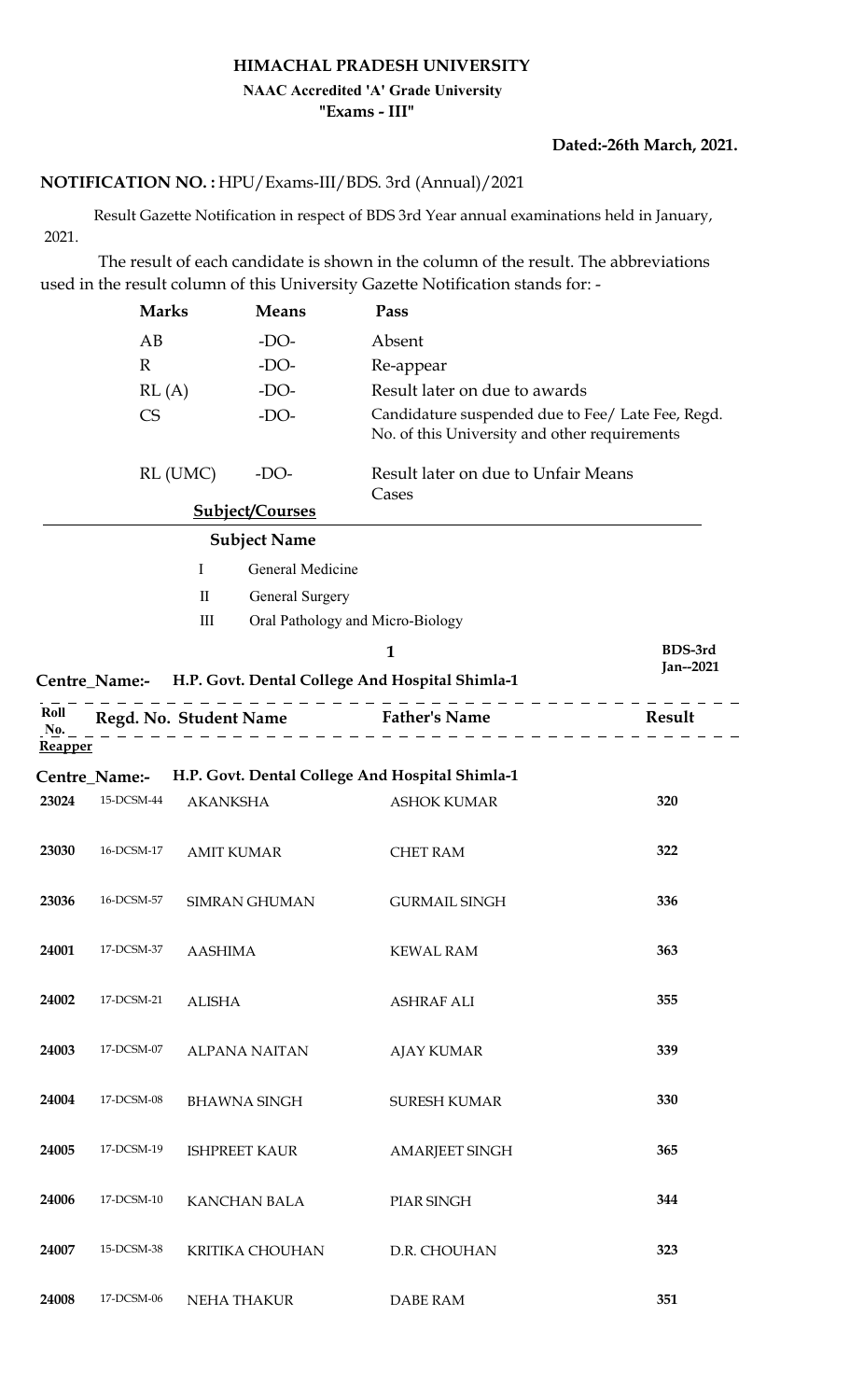# HIMACHAL PRADESH UNIVERSITY

**NAAC Accredited 'A' Grade University**

**"Exams - III"**

**Dated:-26th March, 2021.**

**NOTIFICATION NO. :** HPU/Exams-III/BDS. 3rd (Annual)/2021

Result Gazette Notification in respect of BDS 3rd Year annual examinations held in January, 2021.

The result of each candidate is shown in the column of the result. The abbreviations used in the result column of this University Gazette Notification stands for: -

| Marks | Means | Pass |
|---|---|---|
| AB | -DO- | Absent |
| R | -DO- | Re-appear |
| RL (A) | -DO- | Result later on due to awards |
| CS | -DO- | Candidature suspended due to Fee/ Late Fee, Regd. No. of this University and other requirements |
| RL (UMC) | -DO- | Result later on due to Unfair Means Cases |

**Subject/Courses**

**Subject Name**

| | |
|---|---|
| I | General Medicine |
| II | General Surgery |
| III | Oral Pathology and Micro-Biology |

**BDS-3rd Jan--2021**

**Centre_Name:- H.P. Govt. Dental College And Hospital Shimla-1**

| Roll No. | Regd. No. | Student Name | Father's Name | Result |
|---|---|---|---|---|
| **Reapper** | | | | |
| **Centre_Name:-** | **H.P. Govt. Dental College And Hospital Shimla-1** | | | |
| 23024 | 15-DCSM-44 | AKANKSHA | ASHOK KUMAR | 320 |
| 23030 | 16-DCSM-17 | AMIT KUMAR | CHET RAM | 322 |
| 23036 | 16-DCSM-57 | SIMRAN GHUMAN | GURMAIL SINGH | 336 |
| 24001 | 17-DCSM-37 | AASHIMA | KEWAL RAM | 363 |
| 24002 | 17-DCSM-21 | ALISHA | ASHRAF ALI | 355 |
| 24003 | 17-DCSM-07 | ALPANA NAITAN | AJAY KUMAR | 339 |
| 24004 | 17-DCSM-08 | BHAWNA SINGH | SURESH KUMAR | 330 |
| 24005 | 17-DCSM-19 | ISHPREET KAUR | AMARJEET SINGH | 365 |
| 24006 | 17-DCSM-10 | KANCHAN BALA | PIAR SINGH | 344 |
| 24007 | 15-DCSM-38 | KRITIKA CHOUHAN | D.R. CHOUHAN | 323 |
| 24008 | 17-DCSM-06 | NEHA THAKUR | DABE RAM | 351 |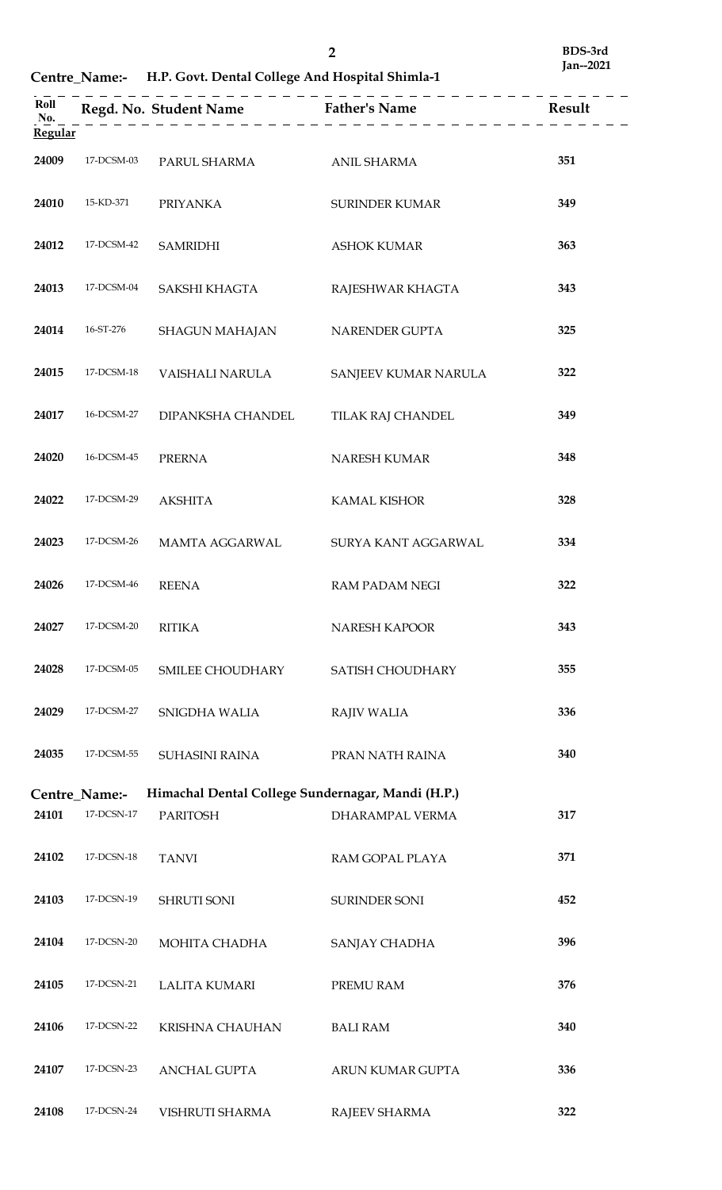BDS-3rd
Jan--2021

**Centre_Name:- H.P. Govt. Dental College And Hospital Shimla-1**

| Roll No. | Regd. No. | Student Name | Father's Name | Result |
|---|---|---|---|---|
| **Regular** | | | | |
| 24009 | 17-DCSM-03 | PARUL SHARMA | ANIL SHARMA | 351 |
| 24010 | 15-KD-371 | PRIYANKA | SURINDER KUMAR | 349 |
| 24012 | 17-DCSM-42 | SAMRIDHI | ASHOK KUMAR | 363 |
| 24013 | 17-DCSM-04 | SAKSHI KHAGTA | RAJESHWAR KHAGTA | 343 |
| 24014 | 16-ST-276 | SHAGUN MAHAJAN | NARENDER GUPTA | 325 |
| 24015 | 17-DCSM-18 | VAISHALI NARULA | SANJEEV KUMAR NARULA | 322 |
| 24017 | 16-DCSM-27 | DIPANKSHA CHANDEL | TILAK RAJ CHANDEL | 349 |
| 24020 | 16-DCSM-45 | PRERNA | NARESH KUMAR | 348 |
| 24022 | 17-DCSM-29 | AKSHITA | KAMAL KISHOR | 328 |
| 24023 | 17-DCSM-26 | MAMTA AGGARWAL | SURYA KANT AGGARWAL | 334 |
| 24026 | 17-DCSM-46 | REENA | RAM PADAM NEGI | 322 |
| 24027 | 17-DCSM-20 | RITIKA | NARESH KAPOOR | 343 |
| 24028 | 17-DCSM-05 | SMILEE CHOUDHARY | SATISH CHOUDHARY | 355 |
| 24029 | 17-DCSM-27 | SNIGDHA WALIA | RAJIV WALIA | 336 |
| 24035 | 17-DCSM-55 | SUHASINI RAINA | PRAN NATH RAINA | 340 |

**Centre_Name:- Himachal Dental College Sundernagar, Mandi (H.P.)**

| Roll No. | Regd. No. | Student Name | Father's Name | Result |
|---|---|---|---|---|
| 24101 | 17-DCSN-17 | PARITOSH | DHARAMPAL VERMA | 317 |
| 24102 | 17-DCSN-18 | TANVI | RAM GOPAL PLAYA | 371 |
| 24103 | 17-DCSN-19 | SHRUTI SONI | SURINDER SONI | 452 |
| 24104 | 17-DCSN-20 | MOHITA CHADHA | SANJAY CHADHA | 396 |
| 24105 | 17-DCSN-21 | LALITA KUMARI | PREMU RAM | 376 |
| 24106 | 17-DCSN-22 | KRISHNA CHAUHAN | BALI RAM | 340 |
| 24107 | 17-DCSN-23 | ANCHAL GUPTA | ARUN KUMAR GUPTA | 336 |
| 24108 | 17-DCSN-24 | VISHRUTI SHARMA | RAJEEV SHARMA | 322 |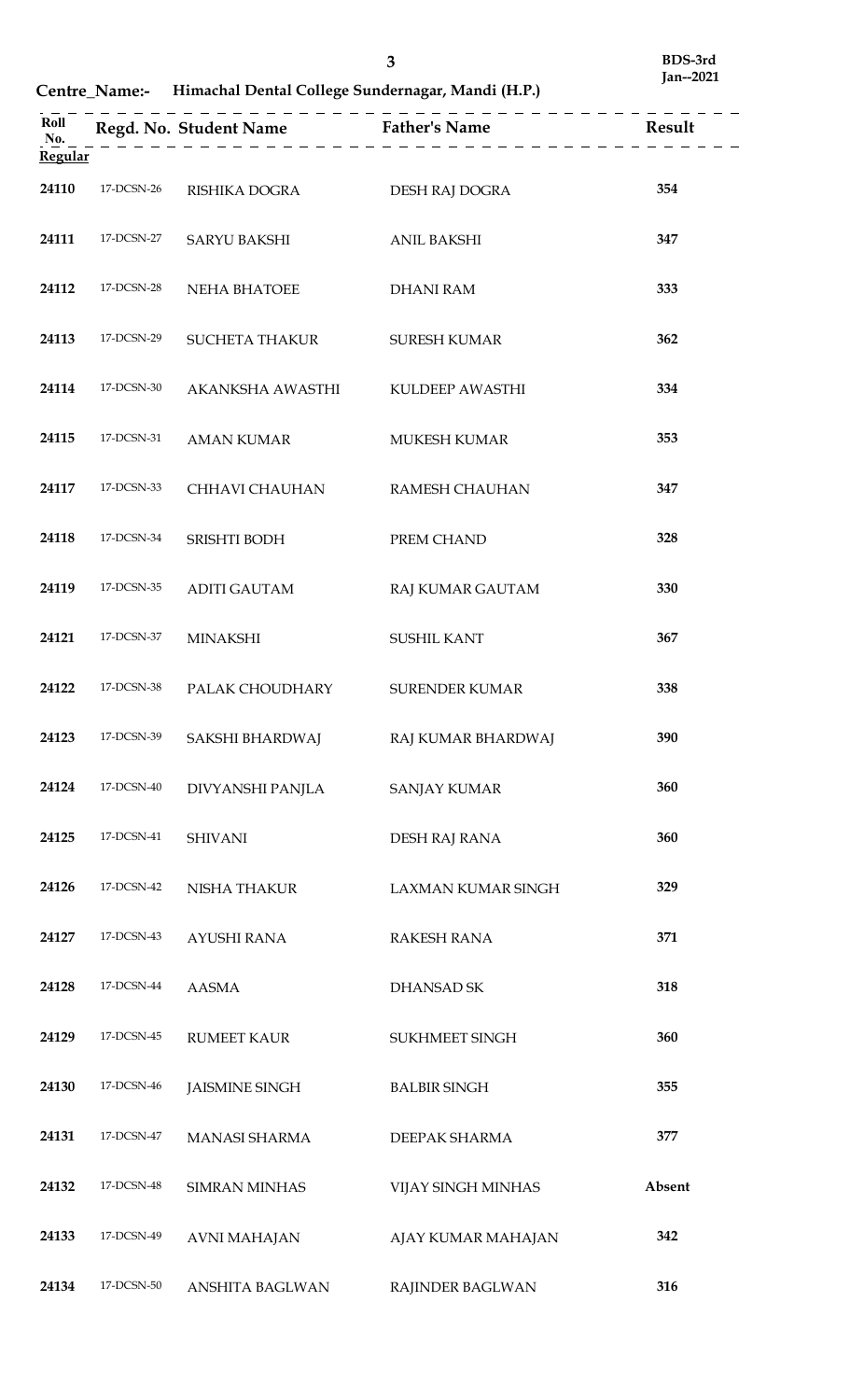**Centre_Name:- Himachal Dental College Sundernagar, Mandi (H.P.)**

**BDS-3rd Jan--2021**

| Roll No. | Regd. No. | Student Name | Father's Name | Result |
|---|---|---|---|---|
| **Regular** | | | | |
| 24110 | 17-DCSN-26 | RISHIKA DOGRA | DESH RAJ DOGRA | 354 |
| 24111 | 17-DCSN-27 | SARYU BAKSHI | ANIL BAKSHI | 347 |
| 24112 | 17-DCSN-28 | NEHA BHATOEE | DHANI RAM | 333 |
| 24113 | 17-DCSN-29 | SUCHETA THAKUR | SURESH KUMAR | 362 |
| 24114 | 17-DCSN-30 | AKANKSHA AWASTHI | KULDEEP AWASTHI | 334 |
| 24115 | 17-DCSN-31 | AMAN KUMAR | MUKESH KUMAR | 353 |
| 24117 | 17-DCSN-33 | CHHAVI CHAUHAN | RAMESH CHAUHAN | 347 |
| 24118 | 17-DCSN-34 | SRISHTI BODH | PREM CHAND | 328 |
| 24119 | 17-DCSN-35 | ADITI GAUTAM | RAJ KUMAR GAUTAM | 330 |
| 24121 | 17-DCSN-37 | MINAKSHI | SUSHIL KANT | 367 |
| 24122 | 17-DCSN-38 | PALAK CHOUDHARY | SURENDER KUMAR | 338 |
| 24123 | 17-DCSN-39 | SAKSHI BHARDWAJ | RAJ KUMAR BHARDWAJ | 390 |
| 24124 | 17-DCSN-40 | DIVYANSHI PANJLA | SANJAY KUMAR | 360 |
| 24125 | 17-DCSN-41 | SHIVANI | DESH RAJ RANA | 360 |
| 24126 | 17-DCSN-42 | NISHA THAKUR | LAXMAN KUMAR SINGH | 329 |
| 24127 | 17-DCSN-43 | AYUSHI RANA | RAKESH RANA | 371 |
| 24128 | 17-DCSN-44 | AASMA | DHANSAD SK | 318 |
| 24129 | 17-DCSN-45 | RUMEET KAUR | SUKHMEET SINGH | 360 |
| 24130 | 17-DCSN-46 | JAISMINE SINGH | BALBIR SINGH | 355 |
| 24131 | 17-DCSN-47 | MANASI SHARMA | DEEPAK SHARMA | 377 |
| 24132 | 17-DCSN-48 | SIMRAN MINHAS | VIJAY SINGH MINHAS | Absent |
| 24133 | 17-DCSN-49 | AVNI MAHAJAN | AJAY KUMAR MAHAJAN | 342 |
| 24134 | 17-DCSN-50 | ANSHITA BAGLWAN | RAJINDER BAGLWAN | 316 |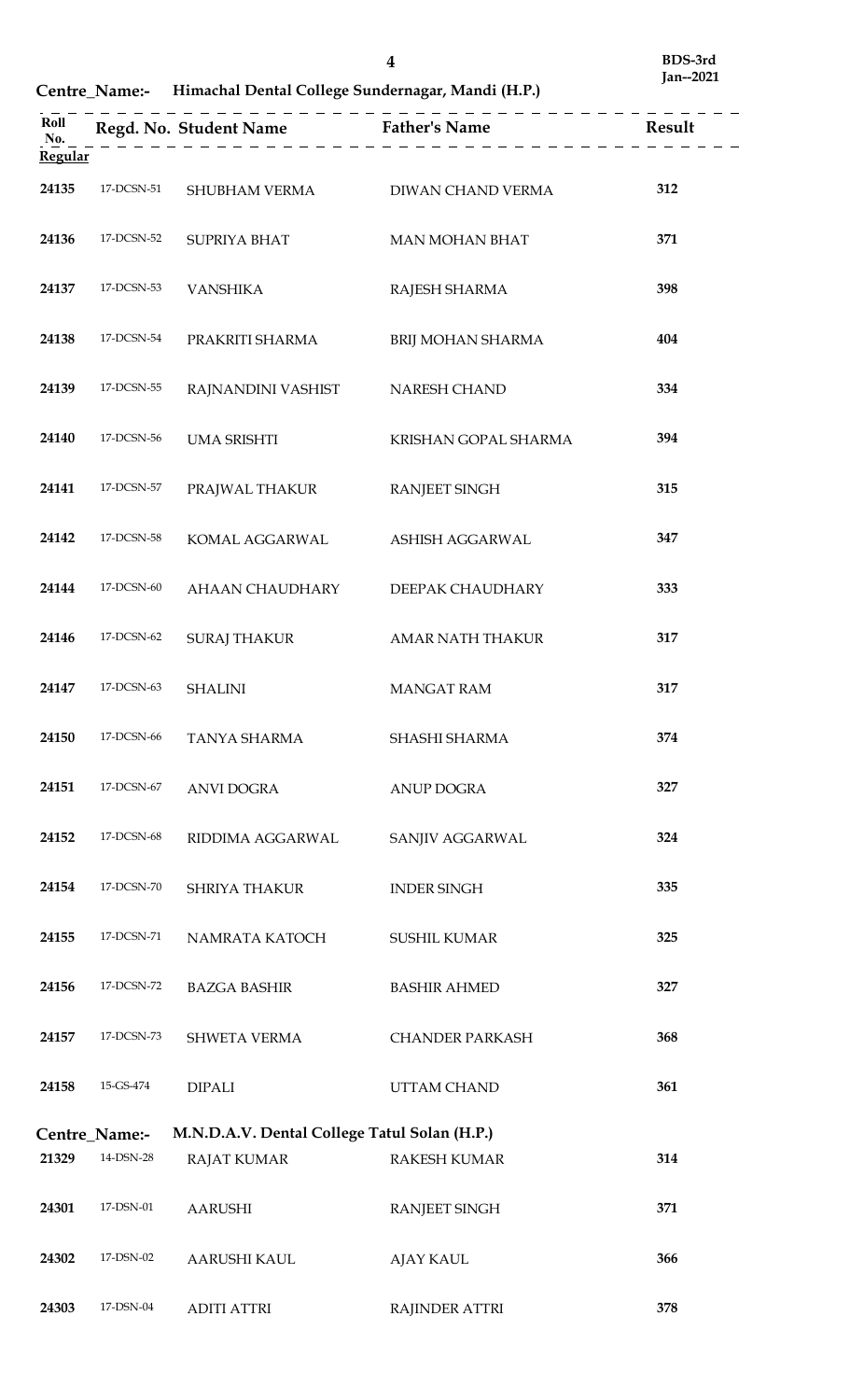**BDS-3rd Jan--2021**

**Centre_Name:- Himachal Dental College Sundernagar, Mandi (H.P.)**

| Roll No. | Regd. No. | Student Name | Father's Name | Result |
|---|---|---|---|---|
| **Regular** | | | | |
| 24135 | 17-DCSN-51 | SHUBHAM VERMA | DIWAN CHAND VERMA | 312 |
| 24136 | 17-DCSN-52 | SUPRIYA BHAT | MAN MOHAN BHAT | 371 |
| 24137 | 17-DCSN-53 | VANSHIKA | RAJESH SHARMA | 398 |
| 24138 | 17-DCSN-54 | PRAKRITI SHARMA | BRIJ MOHAN SHARMA | 404 |
| 24139 | 17-DCSN-55 | RAJNANDINI VASHIST | NARESH CHAND | 334 |
| 24140 | 17-DCSN-56 | UMA SRISHTI | KRISHAN GOPAL SHARMA | 394 |
| 24141 | 17-DCSN-57 | PRAJWAL THAKUR | RANJEET SINGH | 315 |
| 24142 | 17-DCSN-58 | KOMAL AGGARWAL | ASHISH AGGARWAL | 347 |
| 24144 | 17-DCSN-60 | AHAAN CHAUDHARY | DEEPAK CHAUDHARY | 333 |
| 24146 | 17-DCSN-62 | SURAJ THAKUR | AMAR NATH THAKUR | 317 |
| 24147 | 17-DCSN-63 | SHALINI | MANGAT RAM | 317 |
| 24150 | 17-DCSN-66 | TANYA SHARMA | SHASHI SHARMA | 374 |
| 24151 | 17-DCSN-67 | ANVI DOGRA | ANUP DOGRA | 327 |
| 24152 | 17-DCSN-68 | RIDDIMA AGGARWAL | SANJIV AGGARWAL | 324 |
| 24154 | 17-DCSN-70 | SHRIYA THAKUR | INDER SINGH | 335 |
| 24155 | 17-DCSN-71 | NAMRATA KATOCH | SUSHIL KUMAR | 325 |
| 24156 | 17-DCSN-72 | BAZGA BASHIR | BASHIR AHMED | 327 |
| 24157 | 17-DCSN-73 | SHWETA VERMA | CHANDER PARKASH | 368 |
| 24158 | 15-GS-474 | DIPALI | UTTAM CHAND | 361 |

**Centre_Name:- M.N.D.A.V. Dental College Tatul Solan (H.P.)**

| Roll No. | Regd. No. | Student Name | Father's Name | Result |
|---|---|---|---|---|
| 21329 | 14-DSN-28 | RAJAT KUMAR | RAKESH KUMAR | 314 |
| 24301 | 17-DSN-01 | AARUSHI | RANJEET SINGH | 371 |
| 24302 | 17-DSN-02 | AARUSHI KAUL | AJAY KAUL | 366 |
| 24303 | 17-DSN-04 | ADITI ATTRI | RAJINDER ATTRI | 378 |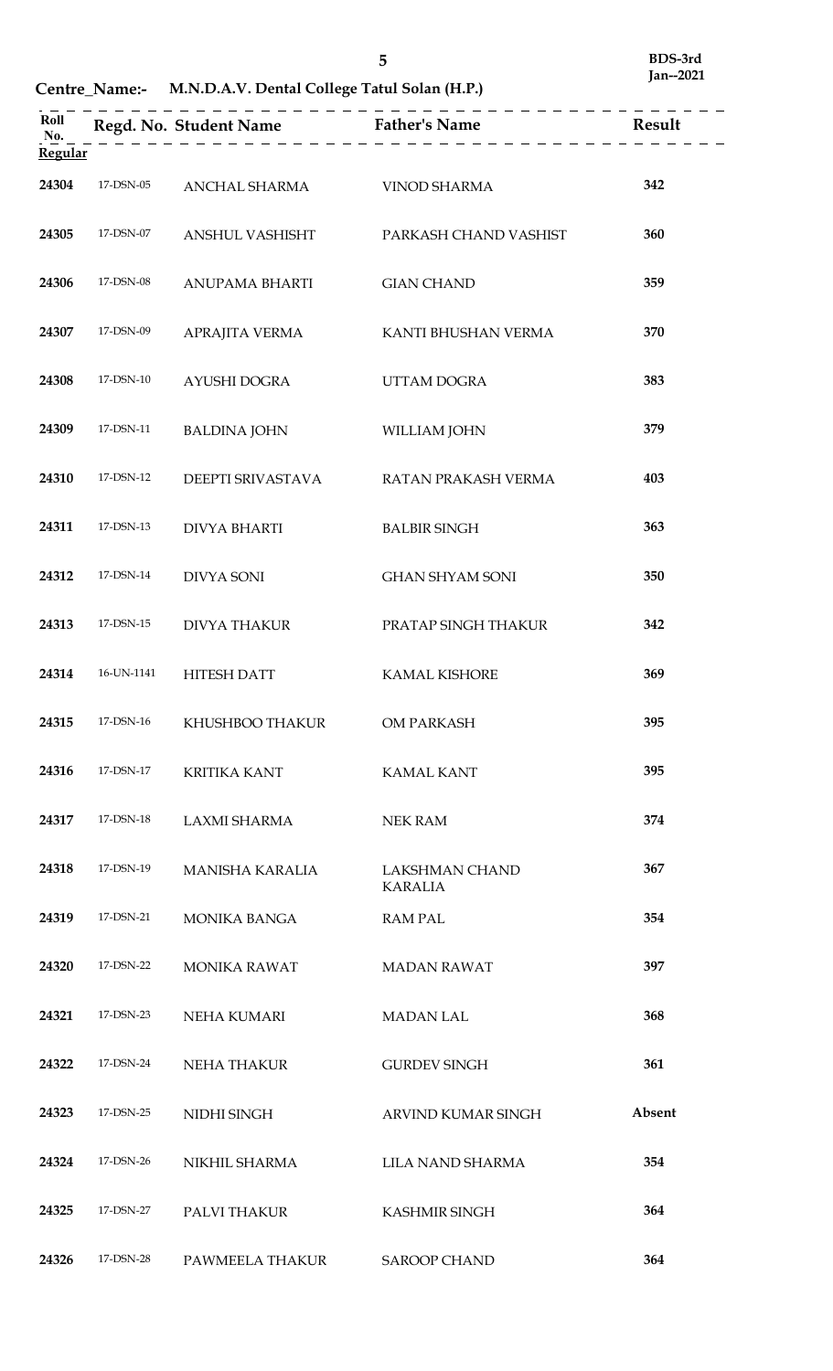**BDS-3rd**
**Jan--2021**

**Centre_Name:- M.N.D.A.V. Dental College Tatul Solan (H.P.)**

| Roll No. | Regd. No. | Student Name | Father's Name | Result |
|---|---|---|---|---|
| **Regular** | | | | |
| 24304 | 17-DSN-05 | ANCHAL SHARMA | VINOD SHARMA | 342 |
| 24305 | 17-DSN-07 | ANSHUL VASHISHT | PARKASH CHAND VASHIST | 360 |
| 24306 | 17-DSN-08 | ANUPAMA BHARTI | GIAN CHAND | 359 |
| 24307 | 17-DSN-09 | APRAJITA VERMA | KANTI BHUSHAN VERMA | 370 |
| 24308 | 17-DSN-10 | AYUSHI DOGRA | UTTAM DOGRA | 383 |
| 24309 | 17-DSN-11 | BALDINA JOHN | WILLIAM JOHN | 379 |
| 24310 | 17-DSN-12 | DEEPTI SRIVASTAVA | RATAN PRAKASH VERMA | 403 |
| 24311 | 17-DSN-13 | DIVYA BHARTI | BALBIR SINGH | 363 |
| 24312 | 17-DSN-14 | DIVYA SONI | GHAN SHYAM SONI | 350 |
| 24313 | 17-DSN-15 | DIVYA THAKUR | PRATAP SINGH THAKUR | 342 |
| 24314 | 16-UN-1141 | HITESH DATT | KAMAL KISHORE | 369 |
| 24315 | 17-DSN-16 | KHUSHBOO THAKUR | OM PARKASH | 395 |
| 24316 | 17-DSN-17 | KRITIKA KANT | KAMAL KANT | 395 |
| 24317 | 17-DSN-18 | LAXMI SHARMA | NEK RAM | 374 |
| 24318 | 17-DSN-19 | MANISHA KARALIA | LAKSHMAN CHAND KARALIA | 367 |
| 24319 | 17-DSN-21 | MONIKA BANGA | RAM PAL | 354 |
| 24320 | 17-DSN-22 | MONIKA RAWAT | MADAN RAWAT | 397 |
| 24321 | 17-DSN-23 | NEHA KUMARI | MADAN LAL | 368 |
| 24322 | 17-DSN-24 | NEHA THAKUR | GURDEV SINGH | 361 |
| 24323 | 17-DSN-25 | NIDHI SINGH | ARVIND KUMAR SINGH | Absent |
| 24324 | 17-DSN-26 | NIKHIL SHARMA | LILA NAND SHARMA | 354 |
| 24325 | 17-DSN-27 | PALVI THAKUR | KASHMIR SINGH | 364 |
| 24326 | 17-DSN-28 | PAWMEELA THAKUR | SAROOP CHAND | 364 |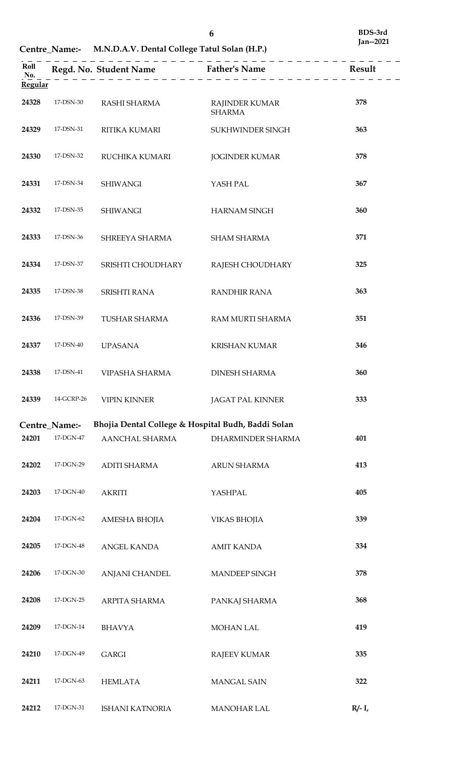BDS-3rd
Jan--2021

**Centre_Name:- M.N.D.A.V. Dental College Tatul Solan (H.P.)**

| Roll No. | Regd. No. | Student Name | Father's Name | Result |
|---|---|---|---|---|
| **Regular** | | | | |
| 24328 | 17-DSN-30 | RASHI SHARMA | RAJINDER KUMAR SHARMA | 378 |
| 24329 | 17-DSN-31 | RITIKA KUMARI | SUKHWINDER SINGH | 363 |
| 24330 | 17-DSN-32 | RUCHIKA KUMARI | JOGINDER KUMAR | 378 |
| 24331 | 17-DSN-34 | SHIWANGI | YASH PAL | 367 |
| 24332 | 17-DSN-35 | SHIWANGI | HARNAM SINGH | 360 |
| 24333 | 17-DSN-36 | SHREEYA SHARMA | SHAM SHARMA | 371 |
| 24334 | 17-DSN-37 | SRISHTI CHOUDHARY | RAJESH CHOUDHARY | 325 |
| 24335 | 17-DSN-38 | SRISHTI RANA | RANDHIR RANA | 363 |
| 24336 | 17-DSN-39 | TUSHAR SHARMA | RAM MURTI SHARMA | 351 |
| 24337 | 17-DSN-40 | UPASANA | KRISHAN KUMAR | 346 |
| 24338 | 17-DSN-41 | VIPASHA SHARMA | DINESH SHARMA | 360 |
| 24339 | 14-GCRP-26 | VIPIN KINNER | JAGAT PAL KINNER | 333 |

**Centre_Name:- Bhojia Dental College & Hospital Budh, Baddi Solan**

| Roll No. | Regd. No. | Student Name | Father's Name | Result |
|---|---|---|---|---|
| 24201 | 17-DGN-47 | AANCHAL SHARMA | DHARMINDER SHARMA | 401 |
| 24202 | 17-DGN-29 | ADITI SHARMA | ARUN SHARMA | 413 |
| 24203 | 17-DGN-40 | AKRITI | YASHPAL | 405 |
| 24204 | 17-DGN-62 | AMESHA BHOJIA | VIKAS BHOJIA | 339 |
| 24205 | 17-DGN-48 | ANGEL KANDA | AMIT KANDA | 334 |
| 24206 | 17-DGN-30 | ANJANI CHANDEL | MANDEEP SINGH | 378 |
| 24208 | 17-DGN-25 | ARPITA SHARMA | PANKAJ SHARMA | 368 |
| 24209 | 17-DGN-14 | BHAVYA | MOHAN LAL | 419 |
| 24210 | 17-DGN-49 | GARGI | RAJEEV KUMAR | 335 |
| 24211 | 17-DGN-63 | HEMLATA | MANGAL SAIN | 322 |
| 24212 | 17-DGN-31 | ISHANI KATNORIA | MANOHAR LAL | R/- I, |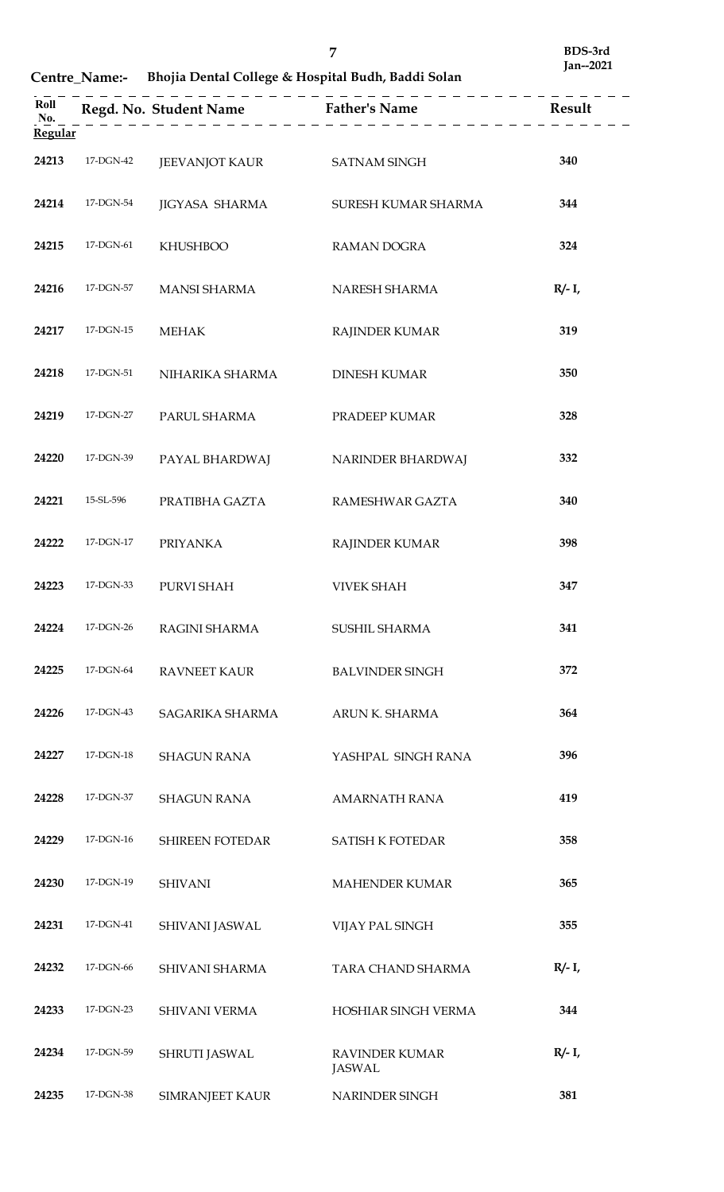**Centre_Name:- Bhojia Dental College & Hospital Budh, Baddi Solan**

BDS-3rd Jan--2021

| Roll No. | Regd. No. | Student Name | Father's Name | Result |
|---|---|---|---|---|
| **Regular** | | | | |
| 24213 | 17-DGN-42 | JEEVANJOT KAUR | SATNAM SINGH | 340 |
| 24214 | 17-DGN-54 | JIGYASA SHARMA | SURESH KUMAR SHARMA | 344 |
| 24215 | 17-DGN-61 | KHUSHBOO | RAMAN DOGRA | 324 |
| 24216 | 17-DGN-57 | MANSI SHARMA | NARESH SHARMA | R/- I, |
| 24217 | 17-DGN-15 | MEHAK | RAJINDER KUMAR | 319 |
| 24218 | 17-DGN-51 | NIHARIKA SHARMA | DINESH KUMAR | 350 |
| 24219 | 17-DGN-27 | PARUL SHARMA | PRADEEP KUMAR | 328 |
| 24220 | 17-DGN-39 | PAYAL BHARDWAJ | NARINDER BHARDWAJ | 332 |
| 24221 | 15-SL-596 | PRATIBHA GAZTA | RAMESHWAR GAZTA | 340 |
| 24222 | 17-DGN-17 | PRIYANKA | RAJINDER KUMAR | 398 |
| 24223 | 17-DGN-33 | PURVI SHAH | VIVEK SHAH | 347 |
| 24224 | 17-DGN-26 | RAGINI SHARMA | SUSHIL SHARMA | 341 |
| 24225 | 17-DGN-64 | RAVNEET KAUR | BALVINDER SINGH | 372 |
| 24226 | 17-DGN-43 | SAGARIKA SHARMA | ARUN K. SHARMA | 364 |
| 24227 | 17-DGN-18 | SHAGUN RANA | YASHPAL SINGH RANA | 396 |
| 24228 | 17-DGN-37 | SHAGUN RANA | AMARNATH RANA | 419 |
| 24229 | 17-DGN-16 | SHIREEN FOTEDAR | SATISH K FOTEDAR | 358 |
| 24230 | 17-DGN-19 | SHIVANI | MAHENDER KUMAR | 365 |
| 24231 | 17-DGN-41 | SHIVANI JASWAL | VIJAY PAL SINGH | 355 |
| 24232 | 17-DGN-66 | SHIVANI SHARMA | TARA CHAND SHARMA | R/- I, |
| 24233 | 17-DGN-23 | SHIVANI VERMA | HOSHIAR SINGH VERMA | 344 |
| 24234 | 17-DGN-59 | SHRUTI JASWAL | RAVINDER KUMAR JASWAL | R/- I, |
| 24235 | 17-DGN-38 | SIMRANJEET KAUR | NARINDER SINGH | 381 |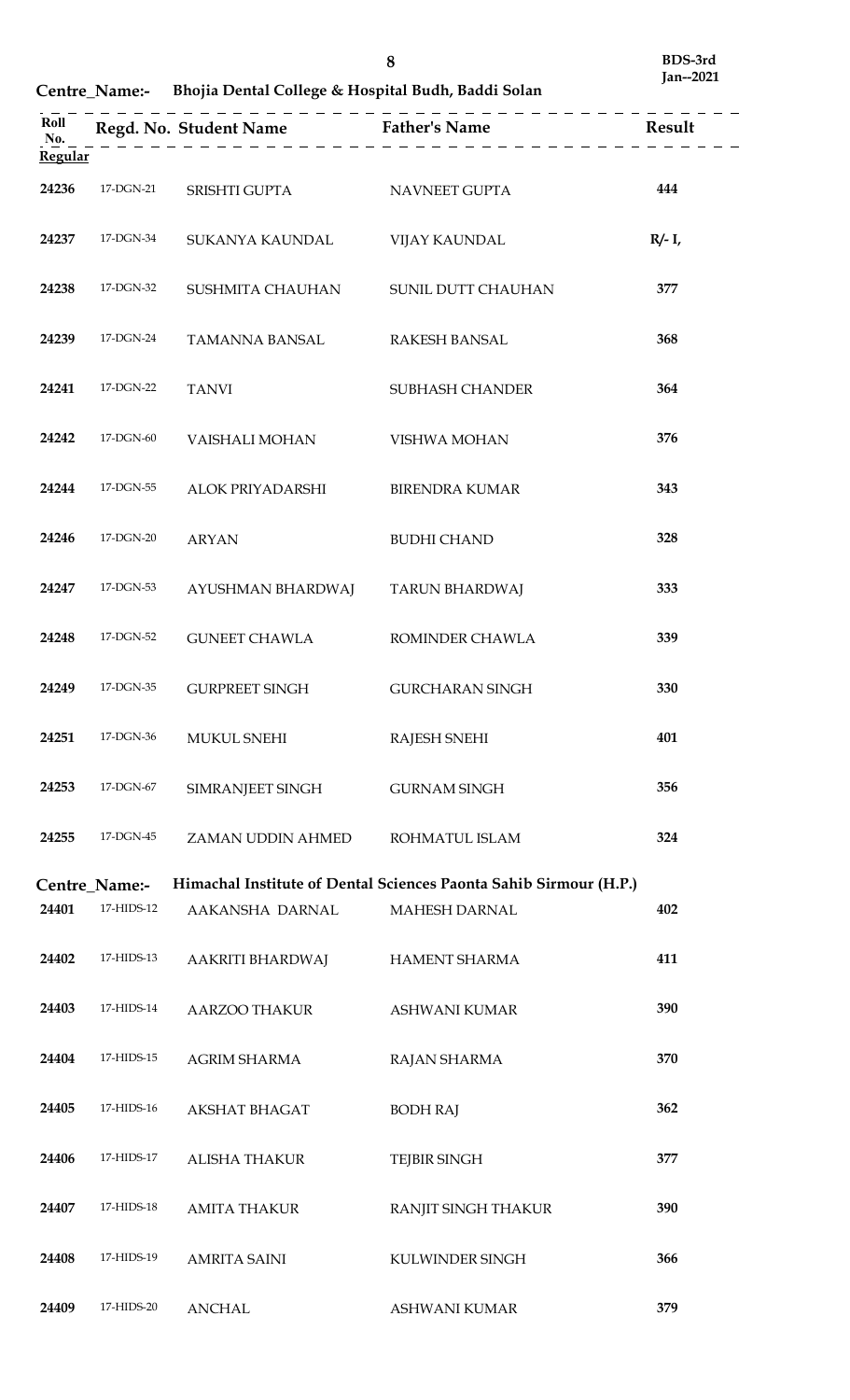**Centre_Name:- Bhojia Dental College & Hospital Budh, Baddi Solan**

| Roll No. | Regd. No. | Student Name | Father's Name | Result |
|---|---|---|---|---|
| **Regular** | | | | |
| 24236 | 17-DGN-21 | SRISHTI GUPTA | NAVNEET GUPTA | 444 |
| 24237 | 17-DGN-34 | SUKANYA KAUNDAL | VIJAY KAUNDAL | R/- I, |
| 24238 | 17-DGN-32 | SUSHMITA CHAUHAN | SUNIL DUTT CHAUHAN | 377 |
| 24239 | 17-DGN-24 | TAMANNA BANSAL | RAKESH BANSAL | 368 |
| 24241 | 17-DGN-22 | TANVI | SUBHASH CHANDER | 364 |
| 24242 | 17-DGN-60 | VAISHALI MOHAN | VISHWA MOHAN | 376 |
| 24244 | 17-DGN-55 | ALOK PRIYADARSHI | BIRENDRA KUMAR | 343 |
| 24246 | 17-DGN-20 | ARYAN | BUDHI CHAND | 328 |
| 24247 | 17-DGN-53 | AYUSHMAN BHARDWAJ | TARUN BHARDWAJ | 333 |
| 24248 | 17-DGN-52 | GUNEET CHAWLA | ROMINDER CHAWLA | 339 |
| 24249 | 17-DGN-35 | GURPREET SINGH | GURCHARAN SINGH | 330 |
| 24251 | 17-DGN-36 | MUKUL SNEHI | RAJESH SNEHI | 401 |
| 24253 | 17-DGN-67 | SIMRANJEET SINGH | GURNAM SINGH | 356 |
| 24255 | 17-DGN-45 | ZAMAN UDDIN AHMED | ROHMATUL ISLAM | 324 |

**Centre_Name:- Himachal Institute of Dental Sciences Paonta Sahib Sirmour (H.P.)**

| Roll No. | Regd. No. | Student Name | Father's Name | Result |
|---|---|---|---|---|
| 24401 | 17-HIDS-12 | AAKANSHA DARNAL | MAHESH DARNAL | 402 |
| 24402 | 17-HIDS-13 | AAKRITI BHARDWAJ | HAMENT SHARMA | 411 |
| 24403 | 17-HIDS-14 | AARZOO THAKUR | ASHWANI KUMAR | 390 |
| 24404 | 17-HIDS-15 | AGRIM SHARMA | RAJAN SHARMA | 370 |
| 24405 | 17-HIDS-16 | AKSHAT BHAGAT | BODH RAJ | 362 |
| 24406 | 17-HIDS-17 | ALISHA THAKUR | TEJBIR SINGH | 377 |
| 24407 | 17-HIDS-18 | AMITA THAKUR | RANJIT SINGH THAKUR | 390 |
| 24408 | 17-HIDS-19 | AMRITA SAINI | KULWINDER SINGH | 366 |
| 24409 | 17-HIDS-20 | ANCHAL | ASHWANI KUMAR | 379 |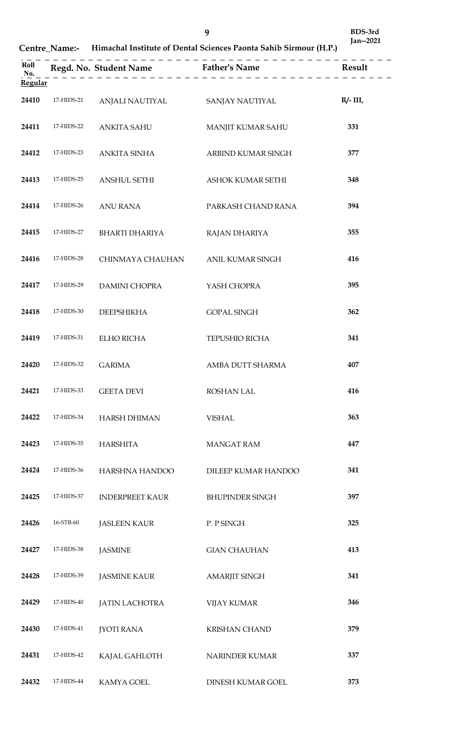BDS-3rd
Jan--2021

**Centre_Name:- Himachal Institute of Dental Sciences Paonta Sahib Sirmour (H.P.)**

| Roll No. | Regd. No. | Student Name | Father's Name | Result |
|---|---|---|---|---|
| **Regular** | | | | |
| 24410 | 17-HIDS-21 | ANJALI NAUTIYAL | SANJAY NAUTIYAL | R/- III, |
| 24411 | 17-HIDS-22 | ANKITA SAHU | MANJIT KUMAR SAHU | 331 |
| 24412 | 17-HIDS-23 | ANKITA SINHA | ARBIND KUMAR SINGH | 377 |
| 24413 | 17-HIDS-25 | ANSHUL SETHI | ASHOK KUMAR SETHI | 348 |
| 24414 | 17-HIDS-26 | ANU RANA | PARKASH CHAND RANA | 394 |
| 24415 | 17-HIDS-27 | BHARTI DHARIYA | RAJAN DHARIYA | 355 |
| 24416 | 17-HIDS-28 | CHINMAYA CHAUHAN | ANIL KUMAR SINGH | 416 |
| 24417 | 17-HIDS-29 | DAMINI CHOPRA | YASH CHOPRA | 395 |
| 24418 | 17-HIDS-30 | DEEPSHIKHA | GOPAL SINGH | 362 |
| 24419 | 17-HIDS-31 | ELHO RICHA | TEPUSHIO RICHA | 341 |
| 24420 | 17-HIDS-32 | GARIMA | AMBA DUTT SHARMA | 407 |
| 24421 | 17-HIDS-33 | GEETA DEVI | ROSHAN LAL | 416 |
| 24422 | 17-HIDS-34 | HARSH DHIMAN | VISHAL | 363 |
| 24423 | 17-HIDS-35 | HARSHITA | MANGAT RAM | 447 |
| 24424 | 17-HIDS-36 | HARSHNA HANDOO | DILEEP KUMAR HANDOO | 341 |
| 24425 | 17-HIDS-37 | INDERPREET KAUR | BHUPINDER SINGH | 397 |
| 24426 | 16-STB-60 | JASLEEN KAUR | P. P SINGH | 325 |
| 24427 | 17-HIDS-38 | JASMINE | GIAN CHAUHAN | 413 |
| 24428 | 17-HIDS-39 | JASMINE KAUR | AMARJIT SINGH | 341 |
| 24429 | 17-HIDS-40 | JATIN LACHOTRA | VIJAY KUMAR | 346 |
| 24430 | 17-HIDS-41 | JYOTI RANA | KRISHAN CHAND | 379 |
| 24431 | 17-HIDS-42 | KAJAL GAHLOTH | NARINDER KUMAR | 337 |
| 24432 | 17-HIDS-44 | KAMYA GOEL | DINESH KUMAR GOEL | 373 |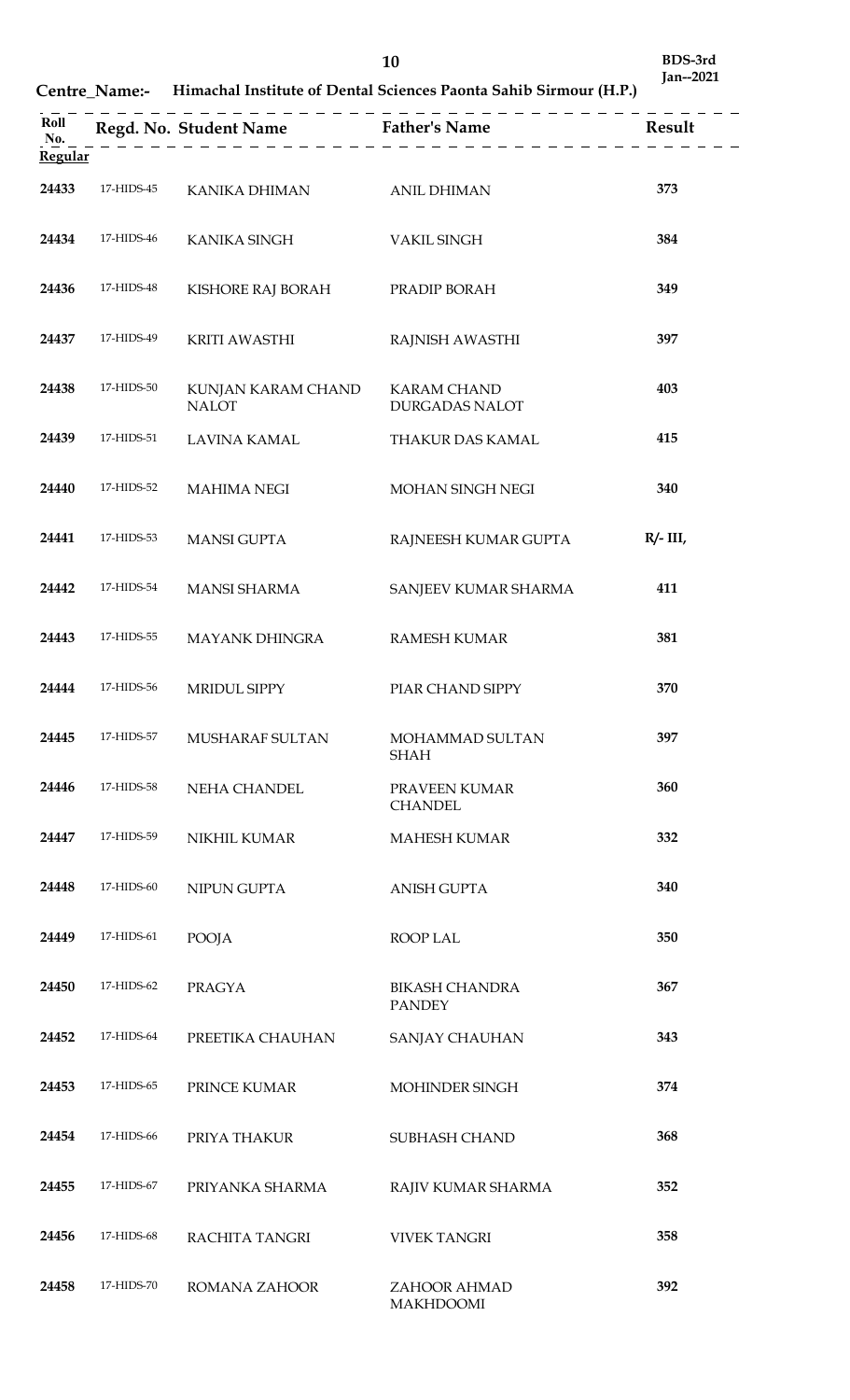**Centre_Name:- Himachal Institute of Dental Sciences Paonta Sahib Sirmour (H.P.)**

BDS-3rd Jan--2021

| Roll No. | Regd. No. | Student Name | Father's Name | Result |
|---|---|---|---|---|
| **Regular** | | | | |
| 24433 | 17-HIDS-45 | KANIKA DHIMAN | ANIL DHIMAN | 373 |
| 24434 | 17-HIDS-46 | KANIKA SINGH | VAKIL SINGH | 384 |
| 24436 | 17-HIDS-48 | KISHORE RAJ BORAH | PRADIP BORAH | 349 |
| 24437 | 17-HIDS-49 | KRITI AWASTHI | RAJNISH AWASTHI | 397 |
| 24438 | 17-HIDS-50 | KUNJAN KARAM CHAND NALOT | KARAM CHAND DURGADAS NALOT | 403 |
| 24439 | 17-HIDS-51 | LAVINA KAMAL | THAKUR DAS KAMAL | 415 |
| 24440 | 17-HIDS-52 | MAHIMA NEGI | MOHAN SINGH NEGI | 340 |
| 24441 | 17-HIDS-53 | MANSI GUPTA | RAJNEESH KUMAR GUPTA | R/- III, |
| 24442 | 17-HIDS-54 | MANSI SHARMA | SANJEEV KUMAR SHARMA | 411 |
| 24443 | 17-HIDS-55 | MAYANK DHINGRA | RAMESH KUMAR | 381 |
| 24444 | 17-HIDS-56 | MRIDUL SIPPY | PIAR CHAND SIPPY | 370 |
| 24445 | 17-HIDS-57 | MUSHARAF SULTAN | MOHAMMAD SULTAN SHAH | 397 |
| 24446 | 17-HIDS-58 | NEHA CHANDEL | PRAVEEN KUMAR CHANDEL | 360 |
| 24447 | 17-HIDS-59 | NIKHIL KUMAR | MAHESH KUMAR | 332 |
| 24448 | 17-HIDS-60 | NIPUN GUPTA | ANISH GUPTA | 340 |
| 24449 | 17-HIDS-61 | POOJA | ROOP LAL | 350 |
| 24450 | 17-HIDS-62 | PRAGYA | BIKASH CHANDRA PANDEY | 367 |
| 24452 | 17-HIDS-64 | PREETIKA CHAUHAN | SANJAY CHAUHAN | 343 |
| 24453 | 17-HIDS-65 | PRINCE KUMAR | MOHINDER SINGH | 374 |
| 24454 | 17-HIDS-66 | PRIYA THAKUR | SUBHASH CHAND | 368 |
| 24455 | 17-HIDS-67 | PRIYANKA SHARMA | RAJIV KUMAR SHARMA | 352 |
| 24456 | 17-HIDS-68 | RACHITA TANGRI | VIVEK TANGRI | 358 |
| 24458 | 17-HIDS-70 | ROMANA ZAHOOR | ZAHOOR AHMAD MAKHDOOMI | 392 |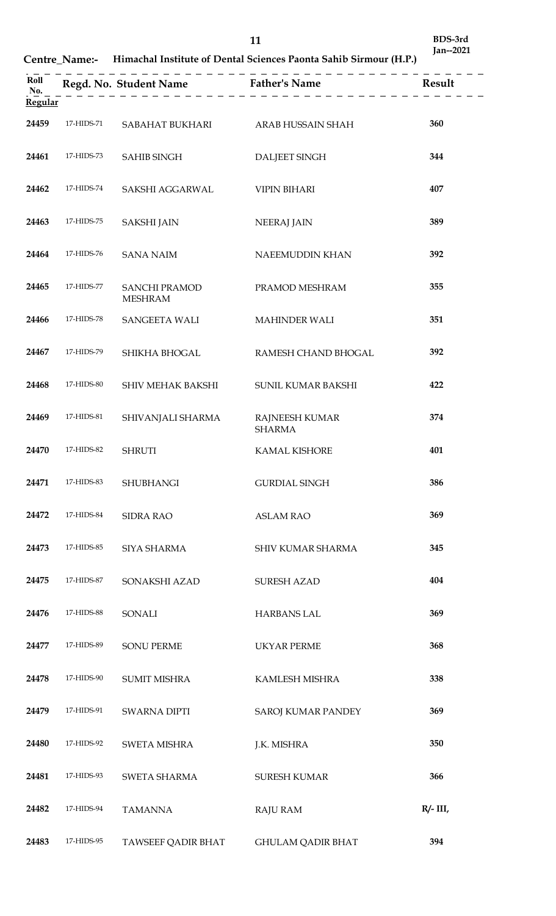BDS-3rd
Jan--2021

**Centre_Name:- Himachal Institute of Dental Sciences Paonta Sahib Sirmour (H.P.)**

| Roll No. | Regd. No. | Student Name | Father's Name | Result |
|---|---|---|---|---|
| **Regular** | | | | |
| 24459 | 17-HIDS-71 | SABAHAT BUKHARI | ARAB HUSSAIN SHAH | 360 |
| 24461 | 17-HIDS-73 | SAHIB SINGH | DALJEET SINGH | 344 |
| 24462 | 17-HIDS-74 | SAKSHI AGGARWAL | VIPIN BIHARI | 407 |
| 24463 | 17-HIDS-75 | SAKSHI JAIN | NEERAJ JAIN | 389 |
| 24464 | 17-HIDS-76 | SANA NAIM | NAEEMUDDIN KHAN | 392 |
| 24465 | 17-HIDS-77 | SANCHI PRAMOD MESHRAM | PRAMOD MESHRAM | 355 |
| 24466 | 17-HIDS-78 | SANGEETA WALI | MAHINDER WALI | 351 |
| 24467 | 17-HIDS-79 | SHIKHA BHOGAL | RAMESH CHAND BHOGAL | 392 |
| 24468 | 17-HIDS-80 | SHIV MEHAK BAKSHI | SUNIL KUMAR BAKSHI | 422 |
| 24469 | 17-HIDS-81 | SHIVANJALI SHARMA | RAJNEESH KUMAR SHARMA | 374 |
| 24470 | 17-HIDS-82 | SHRUTI | KAMAL KISHORE | 401 |
| 24471 | 17-HIDS-83 | SHUBHANGI | GURDIAL SINGH | 386 |
| 24472 | 17-HIDS-84 | SIDRA RAO | ASLAM RAO | 369 |
| 24473 | 17-HIDS-85 | SIYA SHARMA | SHIV KUMAR SHARMA | 345 |
| 24475 | 17-HIDS-87 | SONAKSHI AZAD | SURESH AZAD | 404 |
| 24476 | 17-HIDS-88 | SONALI | HARBANS LAL | 369 |
| 24477 | 17-HIDS-89 | SONU PERME | UKYAR PERME | 368 |
| 24478 | 17-HIDS-90 | SUMIT MISHRA | KAMLESH MISHRA | 338 |
| 24479 | 17-HIDS-91 | SWARNA DIPTI | SAROJ KUMAR PANDEY | 369 |
| 24480 | 17-HIDS-92 | SWETA MISHRA | J.K. MISHRA | 350 |
| 24481 | 17-HIDS-93 | SWETA SHARMA | SURESH KUMAR | 366 |
| 24482 | 17-HIDS-94 | TAMANNA | RAJU RAM | R/- III, |
| 24483 | 17-HIDS-95 | TAWSEEF QADIR BHAT | GHULAM QADIR BHAT | 394 |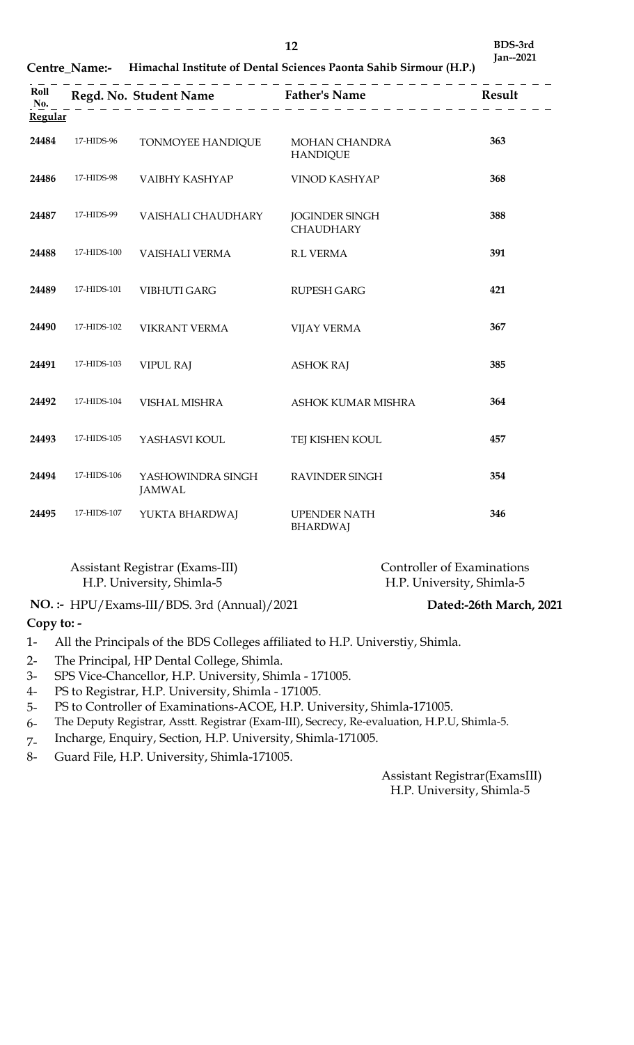BDS-3rd
Jan--2021

**Centre_Name:-** **Himachal Institute of Dental Sciences Paonta Sahib Sirmour (H.P.)**

| Roll No. | Regd. No. | Student Name | Father's Name | Result |
|---|---|---|---|---|
| **Regular** | | | | |
| **24484** | 17-HIDS-96 | TONMOYEE HANDIQUE | MOHAN CHANDRA HANDIQUE | **363** |
| **24486** | 17-HIDS-98 | VAIBHY KASHYAP | VINOD KASHYAP | **368** |
| **24487** | 17-HIDS-99 | VAISHALI CHAUDHARY | JOGINDER SINGH CHAUDHARY | **388** |
| **24488** | 17-HIDS-100 | VAISHALI VERMA | R.L VERMA | **391** |
| **24489** | 17-HIDS-101 | VIBHUTI GARG | RUPESH GARG | **421** |
| **24490** | 17-HIDS-102 | VIKRANT VERMA | VIJAY VERMA | **367** |
| **24491** | 17-HIDS-103 | VIPUL RAJ | ASHOK RAJ | **385** |
| **24492** | 17-HIDS-104 | VISHAL MISHRA | ASHOK KUMAR MISHRA | **364** |
| **24493** | 17-HIDS-105 | YASHASVI KOUL | TEJ KISHEN KOUL | **457** |
| **24494** | 17-HIDS-106 | YASHOWINDRA SINGH JAMWAL | RAVINDER SINGH | **354** |
| **24495** | 17-HIDS-107 | YUKTA BHARDWAJ | UPENDER NATH BHARDWAJ | **346** |

Assistant Registrar (Exams-III)
H.P. University, Shimla-5

Controller of Examinations
H.P. University, Shimla-5

**NO. :-** HPU/Exams-III/BDS. 3rd (Annual)/2021 **Dated:-26th March, 2021**

**Copy to: -**

1- All the Principals of the BDS Colleges affiliated to H.P. Universtiy, Shimla.
2- The Principal, HP Dental College, Shimla.
3- SPS Vice-Chancellor, H.P. University, Shimla - 171005.
4- PS to Registrar, H.P. University, Shimla - 171005.
5- PS to Controller of Examinations-ACOE, H.P. University, Shimla-171005.
6- The Deputy Registrar, Asstt. Registrar (Exam-III), Secrecy, Re-evaluation, H.P.U, Shimla-5.
7- Incharge, Enquiry, Section, H.P. University, Shimla-171005.
8- Guard File, H.P. University, Shimla-171005.

Assistant Registrar(ExamsIII)
H.P. University, Shimla-5